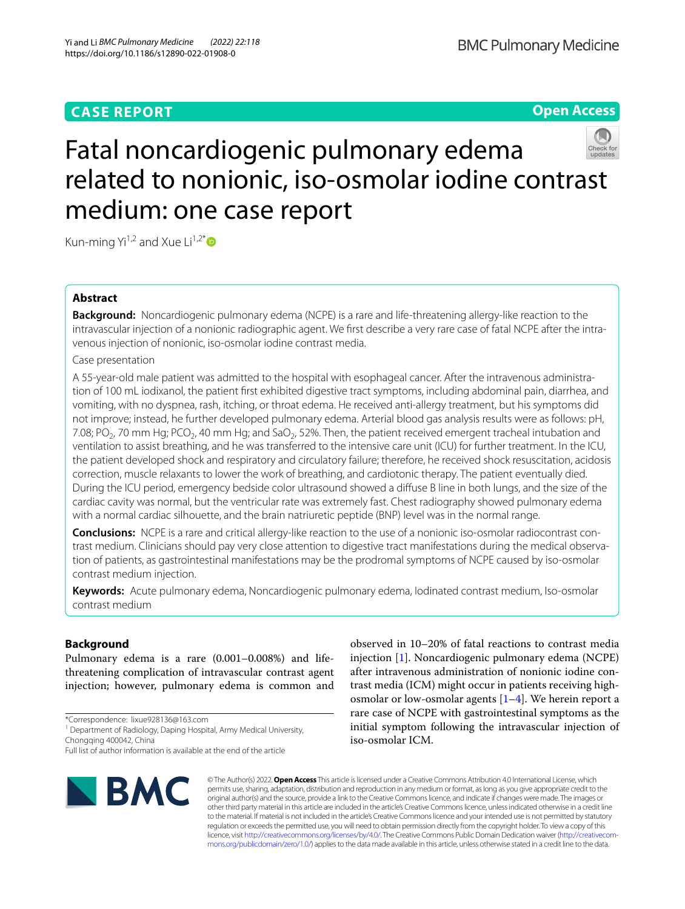CASE REPORT

Open Access

# Fatal noncardiogenic pulmonary edema related to nonionic, iso-osmolar iodine contrast medium: one case report

Kun-ming Yi[1,2] and Xue Li[1,2*]

## Abstract

**Background:** Noncardiogenic pulmonary edema (NCPE) is a rare and life-threatening allergy-like reaction to the intravascular injection of a nonionic radiographic agent. We first describe a very rare case of fatal NCPE after the intravenous injection of nonionic, iso-osmolar iodine contrast media.

Case presentation

A 55-year-old male patient was admitted to the hospital with esophageal cancer. After the intravenous administration of 100 mL iodixanol, the patient first exhibited digestive tract symptoms, including abdominal pain, diarrhea, and vomiting, with no dyspnea, rash, itching, or throat edema. He received anti-allergy treatment, but his symptoms did not improve; instead, he further developed pulmonary edema. Arterial blood gas analysis results were as follows: pH, 7.08; $PO_2$, 70 mm Hg; $PCO_2$, 40 mm Hg; and $SaO_2$, 52%. Then, the patient received emergent tracheal intubation and ventilation to assist breathing, and he was transferred to the intensive care unit (ICU) for further treatment. In the ICU, the patient developed shock and respiratory and circulatory failure; therefore, he received shock resuscitation, acidosis correction, muscle relaxants to lower the work of breathing, and cardiotonic therapy. The patient eventually died. During the ICU period, emergency bedside color ultrasound showed a diffuse B line in both lungs, and the size of the cardiac cavity was normal, but the ventricular rate was extremely fast. Chest radiography showed pulmonary edema with a normal cardiac silhouette, and the brain natriuretic peptide (BNP) level was in the normal range.

**Conclusions:** NCPE is a rare and critical allergy-like reaction to the use of a nonionic iso-osmolar radiocontrast contrast medium. Clinicians should pay very close attention to digestive tract manifestations during the medical observation of patients, as gastrointestinal manifestations may be the prodromal symptoms of NCPE caused by iso-osmolar contrast medium injection.

**Keywords:** Acute pulmonary edema, Noncardiogenic pulmonary edema, Iodinated contrast medium, Iso-osmolar contrast medium

## Background

Pulmonary edema is a rare (0.001–0.008%) and life-threatening complication of intravascular contrast agent injection; however, pulmonary edema is common and observed in 10–20% of fatal reactions to contrast media injection [1]. Noncardiogenic pulmonary edema (NCPE) after intravenous administration of nonionic iodine contrast media (ICM) might occur in patients receiving high-osmolar or low-osmolar agents [1–4]. We herein report a rare case of NCPE with gastrointestinal symptoms as the initial symptom following the intravascular injection of iso-osmolar ICM.

*Correspondence: lixue928136@163.com

[1] Department of Radiology, Daping Hospital, Army Medical University, Chongqing 400042, China

Full list of author information is available at the end of the article

© The Author(s) 2022. **Open Access** This article is licensed under a Creative Commons Attribution 4.0 International License, which permits use, sharing, adaptation, distribution and reproduction in any medium or format, as long as you give appropriate credit to the original author(s) and the source, provide a link to the Creative Commons licence, and indicate if changes were made. The images or other third party material in this article are included in the article's Creative Commons licence, unless indicated otherwise in a credit line to the material. If material is not included in the article's Creative Commons licence and your intended use is not permitted by statutory regulation or exceeds the permitted use, you will need to obtain permission directly from the copyright holder. To view a copy of this licence, visit http://creativecommons.org/licenses/by/4.0/. The Creative Commons Public Domain Dedication waiver (http://creativecommons.org/publicdomain/zero/1.0/) applies to the data made available in this article, unless otherwise stated in a credit line to the data.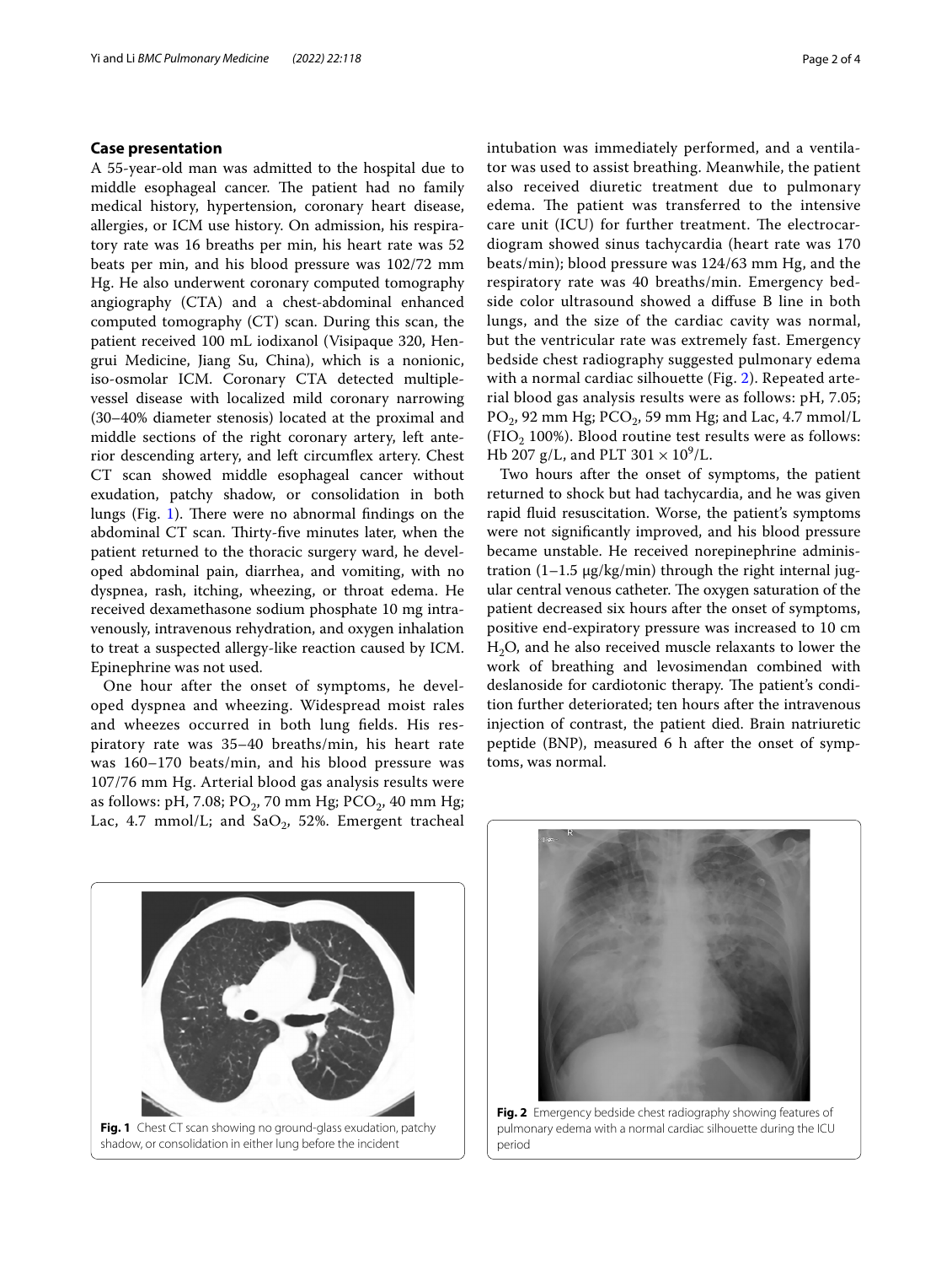## Case presentation

A 55-year-old man was admitted to the hospital due to middle esophageal cancer. The patient had no family medical history, hypertension, coronary heart disease, allergies, or ICM use history. On admission, his respiratory rate was 16 breaths per min, his heart rate was 52 beats per min, and his blood pressure was 102/72 mm Hg. He also underwent coronary computed tomography angiography (CTA) and a chest-abdominal enhanced computed tomography (CT) scan. During this scan, the patient received 100 mL iodixanol (Visipaque 320, Hengrui Medicine, Jiang Su, China), which is a nonionic, iso-osmolar ICM. Coronary CTA detected multiple-vessel disease with localized mild coronary narrowing (30–40% diameter stenosis) located at the proximal and middle sections of the right coronary artery, left anterior descending artery, and left circumflex artery. Chest CT scan showed middle esophageal cancer without exudation, patchy shadow, or consolidation in both lungs (Fig. 1). There were no abnormal findings on the abdominal CT scan. Thirty-five minutes later, when the patient returned to the thoracic surgery ward, he developed abdominal pain, diarrhea, and vomiting, with no dyspnea, rash, itching, wheezing, or throat edema. He received dexamethasone sodium phosphate 10 mg intravenously, intravenous rehydration, and oxygen inhalation to treat a suspected allergy-like reaction caused by ICM. Epinephrine was not used.

One hour after the onset of symptoms, he developed dyspnea and wheezing. Widespread moist rales and wheezes occurred in both lung fields. His respiratory rate was 35–40 breaths/min, his heart rate was 160–170 beats/min, and his blood pressure was 107/76 mm Hg. Arterial blood gas analysis results were as follows: pH, 7.08; $PO_2$, 70 mm Hg; $PCO_2$, 40 mm Hg; Lac, 4.7 mmol/L; and $SaO_2$, 52%. Emergent tracheal intubation was immediately performed, and a ventilator was used to assist breathing. Meanwhile, the patient also received diuretic treatment due to pulmonary edema. The patient was transferred to the intensive care unit (ICU) for further treatment. The electrocardiogram showed sinus tachycardia (heart rate was 170 beats/min); blood pressure was 124/63 mm Hg, and the respiratory rate was 40 breaths/min. Emergency bedside color ultrasound showed a diffuse B line in both lungs, and the size of the cardiac cavity was normal, but the ventricular rate was extremely fast. Emergency bedside chest radiography suggested pulmonary edema with a normal cardiac silhouette (Fig. 2). Repeated arterial blood gas analysis results were as follows: pH, 7.05; $PO_2$, 92 mm Hg; $PCO_2$, 59 mm Hg; and Lac, 4.7 mmol/L ($FIO_2$ 100%). Blood routine test results were as follows: Hb 207 g/L, and PLT $301 \times 10^9$/L.

Two hours after the onset of symptoms, the patient returned to shock but had tachycardia, and he was given rapid fluid resuscitation. Worse, the patient's symptoms were not significantly improved, and his blood pressure became unstable. He received norepinephrine administration (1–1.5 μg/kg/min) through the right internal jugular central venous catheter. The oxygen saturation of the patient decreased six hours after the onset of symptoms, positive end-expiratory pressure was increased to 10 cm $H_2O$, and he also received muscle relaxants to lower the work of breathing and levosimendan combined with deslanoside for cardiotonic therapy. The patient's condition further deteriorated; ten hours after the intravenous injection of contrast, the patient died. Brain natriuretic peptide (BNP), measured 6 h after the onset of symptoms, was normal.

**Fig. 1** Chest CT scan showing no ground-glass exudation, patchy shadow, or consolidation in either lung before the incident

**Fig. 2** Emergency bedside chest radiography showing features of pulmonary edema with a normal cardiac silhouette during the ICU period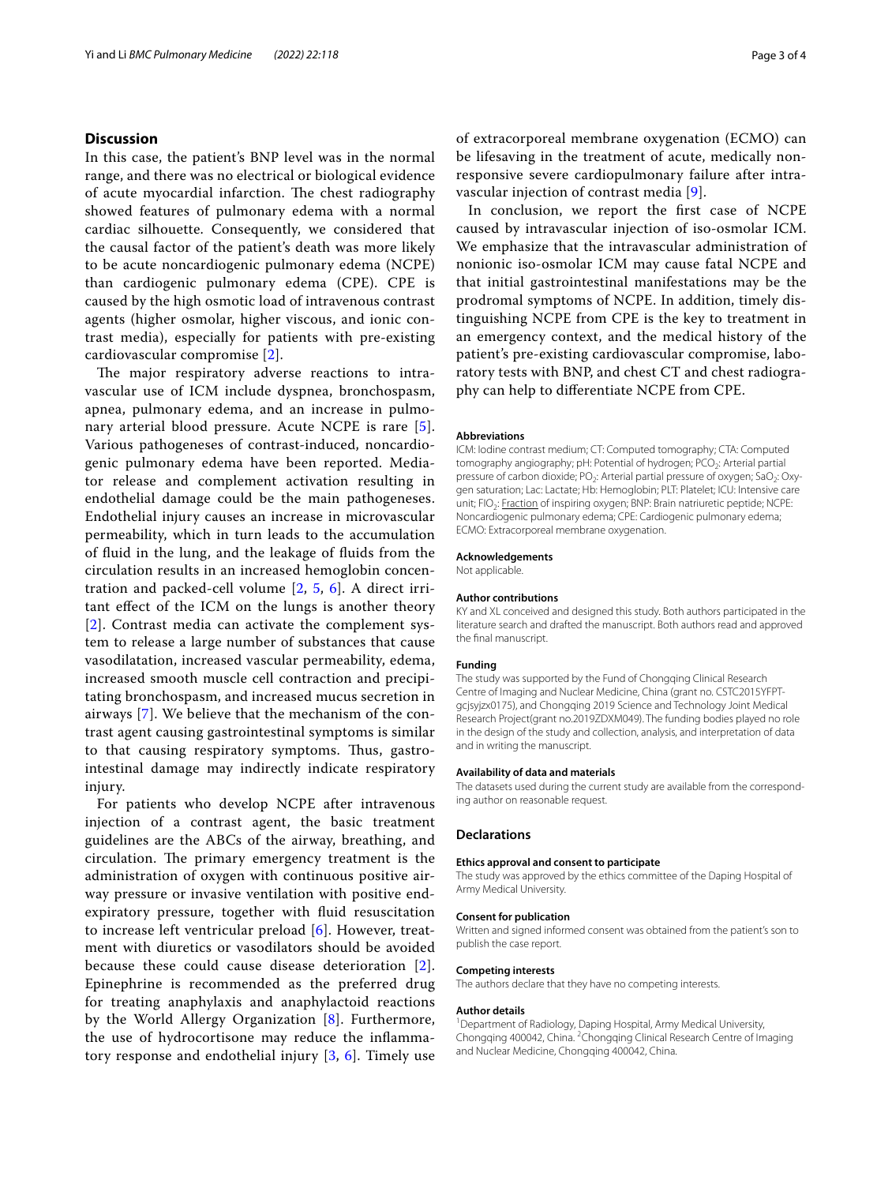## Discussion

In this case, the patient's BNP level was in the normal range, and there was no electrical or biological evidence of acute myocardial infarction. The chest radiography showed features of pulmonary edema with a normal cardiac silhouette. Consequently, we considered that the causal factor of the patient's death was more likely to be acute noncardiogenic pulmonary edema (NCPE) than cardiogenic pulmonary edema (CPE). CPE is caused by the high osmotic load of intravenous contrast agents (higher osmolar, higher viscous, and ionic contrast media), especially for patients with pre-existing cardiovascular compromise [2].

The major respiratory adverse reactions to intravascular use of ICM include dyspnea, bronchospasm, apnea, pulmonary edema, and an increase in pulmonary arterial blood pressure. Acute NCPE is rare [5]. Various pathogeneses of contrast-induced, noncardiogenic pulmonary edema have been reported. Mediator release and complement activation resulting in endothelial damage could be the main pathogeneses. Endothelial injury causes an increase in microvascular permeability, which in turn leads to the accumulation of fluid in the lung, and the leakage of fluids from the circulation results in an increased hemoglobin concentration and packed-cell volume [2, 5, 6]. A direct irritant effect of the ICM on the lungs is another theory [2]. Contrast media can activate the complement system to release a large number of substances that cause vasodilatation, increased vascular permeability, edema, increased smooth muscle cell contraction and precipitating bronchospasm, and increased mucus secretion in airways [7]. We believe that the mechanism of the contrast agent causing gastrointestinal symptoms is similar to that causing respiratory symptoms. Thus, gastrointestinal damage may indirectly indicate respiratory injury.

For patients who develop NCPE after intravenous injection of a contrast agent, the basic treatment guidelines are the ABCs of the airway, breathing, and circulation. The primary emergency treatment is the administration of oxygen with continuous positive airway pressure or invasive ventilation with positive end-expiratory pressure, together with fluid resuscitation to increase left ventricular preload [6]. However, treatment with diuretics or vasodilators should be avoided because these could cause disease deterioration [2]. Epinephrine is recommended as the preferred drug for treating anaphylaxis and anaphylactoid reactions by the World Allergy Organization [8]. Furthermore, the use of hydrocortisone may reduce the inflammatory response and endothelial injury [3, 6]. Timely use of extracorporeal membrane oxygenation (ECMO) can be lifesaving in the treatment of acute, medically nonresponsive severe cardiopulmonary failure after intravascular injection of contrast media [9].

In conclusion, we report the first case of NCPE caused by intravascular injection of iso-osmolar ICM. We emphasize that the intravascular administration of nonionic iso-osmolar ICM may cause fatal NCPE and that initial gastrointestinal manifestations may be the prodromal symptoms of NCPE. In addition, timely distinguishing NCPE from CPE is the key to treatment in an emergency context, and the medical history of the patient's pre-existing cardiovascular compromise, laboratory tests with BNP, and chest CT and chest radiography can help to differentiate NCPE from CPE.

#### Abbreviations

ICM: Iodine contrast medium; CT: Computed tomography; CTA: Computed tomography angiography; pH: Potential of hydrogen; $PCO_2$: Arterial partial pressure of carbon dioxide; $PO_2$: Arterial partial pressure of oxygen; $SaO_2$: Oxygen saturation; Lac: Lactate; Hb: Hemoglobin; PLT: Platelet; ICU: Intensive care unit; $FIO_2$: Fraction of inspiring oxygen; BNP: Brain natriuretic peptide; NCPE: Noncardiogenic pulmonary edema; CPE: Cardiogenic pulmonary edema; ECMO: Extracorporeal membrane oxygenation.

#### Acknowledgements

Not applicable.

#### Author contributions

KY and XL conceived and designed this study. Both authors participated in the literature search and drafted the manuscript. Both authors read and approved the final manuscript.

#### Funding

The study was supported by the Fund of Chongqing Clinical Research Centre of Imaging and Nuclear Medicine, China (grant no. CSTC2015YFPT-gcjsyjzx0175), and Chongqing 2019 Science and Technology Joint Medical Research Project(grant no.2019ZDXM049). The funding bodies played no role in the design of the study and collection, analysis, and interpretation of data and in writing the manuscript.

#### Availability of data and materials

The datasets used during the current study are available from the corresponding author on reasonable request.

### Declarations

#### Ethics approval and consent to participate

The study was approved by the ethics committee of the Daping Hospital of Army Medical University.

#### Consent for publication

Written and signed informed consent was obtained from the patient's son to publish the case report.

#### Competing interests

The authors declare that they have no competing interests.

#### Author details

[1]Department of Radiology, Daping Hospital, Army Medical University, Chongqing 400042, China. [2]Chongqing Clinical Research Centre of Imaging and Nuclear Medicine, Chongqing 400042, China.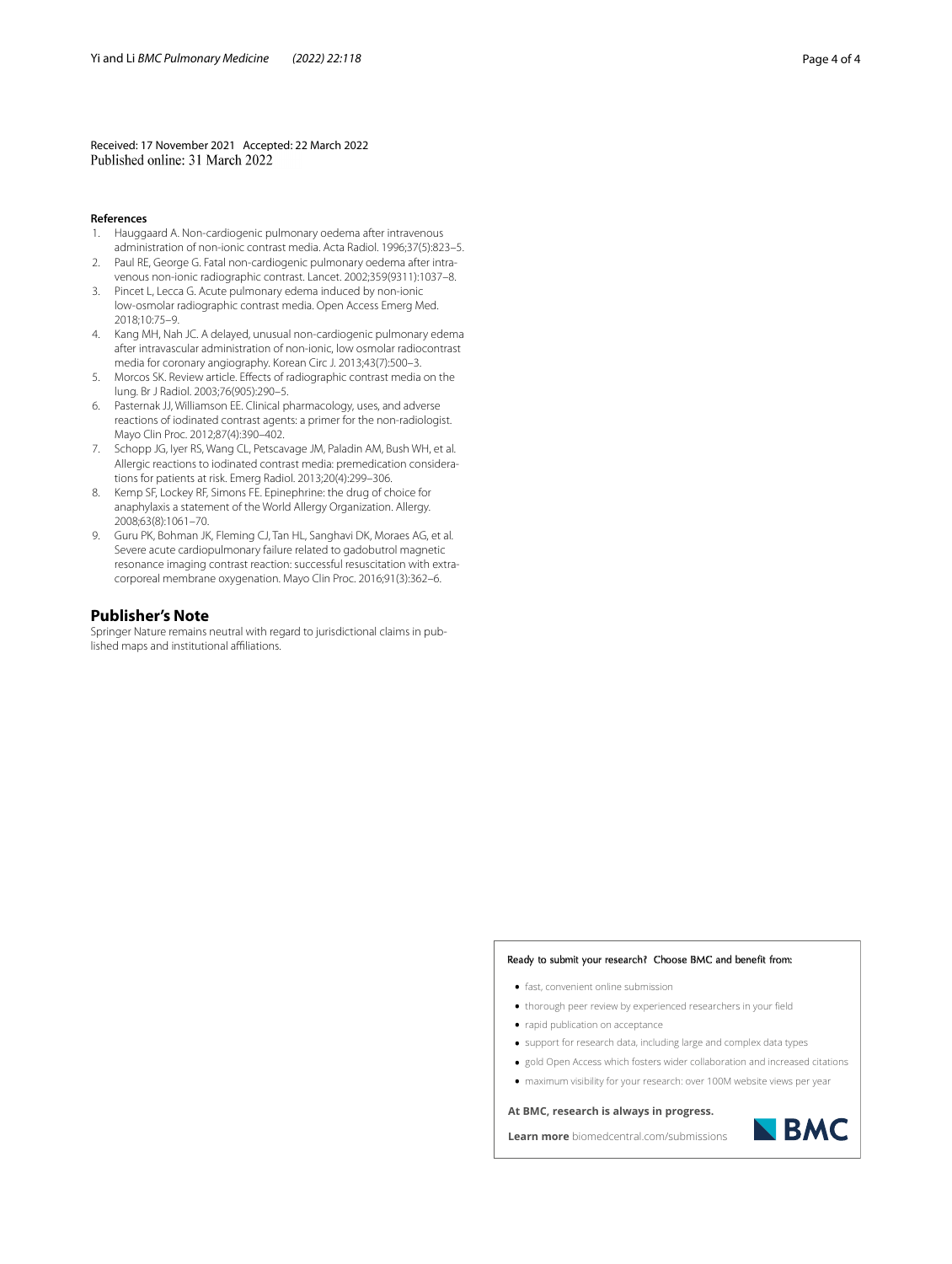Received: 17 November 2021 Accepted: 22 March 2022
Published online: 31 March 2022

**References**

1. Hauggaard A. Non-cardiogenic pulmonary oedema after intravenous administration of non-ionic contrast media. Acta Radiol. 1996;37(5):823–5.
2. Paul RE, George G. Fatal non-cardiogenic pulmonary oedema after intravenous non-ionic radiographic contrast. Lancet. 2002;359(9311):1037–8.
3. Pincet L, Lecca G. Acute pulmonary edema induced by non-ionic low-osmolar radiographic contrast media. Open Access Emerg Med. 2018;10:75–9.
4. Kang MH, Nah JC. A delayed, unusual non-cardiogenic pulmonary edema after intravascular administration of non-ionic, low osmolar radiocontrast media for coronary angiography. Korean Circ J. 2013;43(7):500–3.
5. Morcos SK. Review article. Effects of radiographic contrast media on the lung. Br J Radiol. 2003;76(905):290–5.
6. Pasternak JJ, Williamson EE. Clinical pharmacology, uses, and adverse reactions of iodinated contrast agents: a primer for the non-radiologist. Mayo Clin Proc. 2012;87(4):390–402.
7. Schopp JG, Iyer RS, Wang CL, Petscavage JM, Paladin AM, Bush WH, et al. Allergic reactions to iodinated contrast media: premedication considerations for patients at risk. Emerg Radiol. 2013;20(4):299–306.
8. Kemp SF, Lockey RF, Simons FE. Epinephrine: the drug of choice for anaphylaxis a statement of the World Allergy Organization. Allergy. 2008;63(8):1061–70.
9. Guru PK, Bohman JK, Fleming CJ, Tan HL, Sanghavi DK, Moraes AG, et al. Severe acute cardiopulmonary failure related to gadobutrol magnetic resonance imaging contrast reaction: successful resuscitation with extracorporeal membrane oxygenation. Mayo Clin Proc. 2016;91(3):362–6.

## Publisher's Note

Springer Nature remains neutral with regard to jurisdictional claims in published maps and institutional affiliations.

Ready to submit your research? Choose BMC and benefit from:

- fast, convenient online submission
- thorough peer review by experienced researchers in your field
- rapid publication on acceptance
- support for research data, including large and complex data types
- gold Open Access which fosters wider collaboration and increased citations
- maximum visibility for your research: over 100M website views per year

**At BMC, research is always in progress.**

**Learn more** biomedcentral.com/submissions

BMC